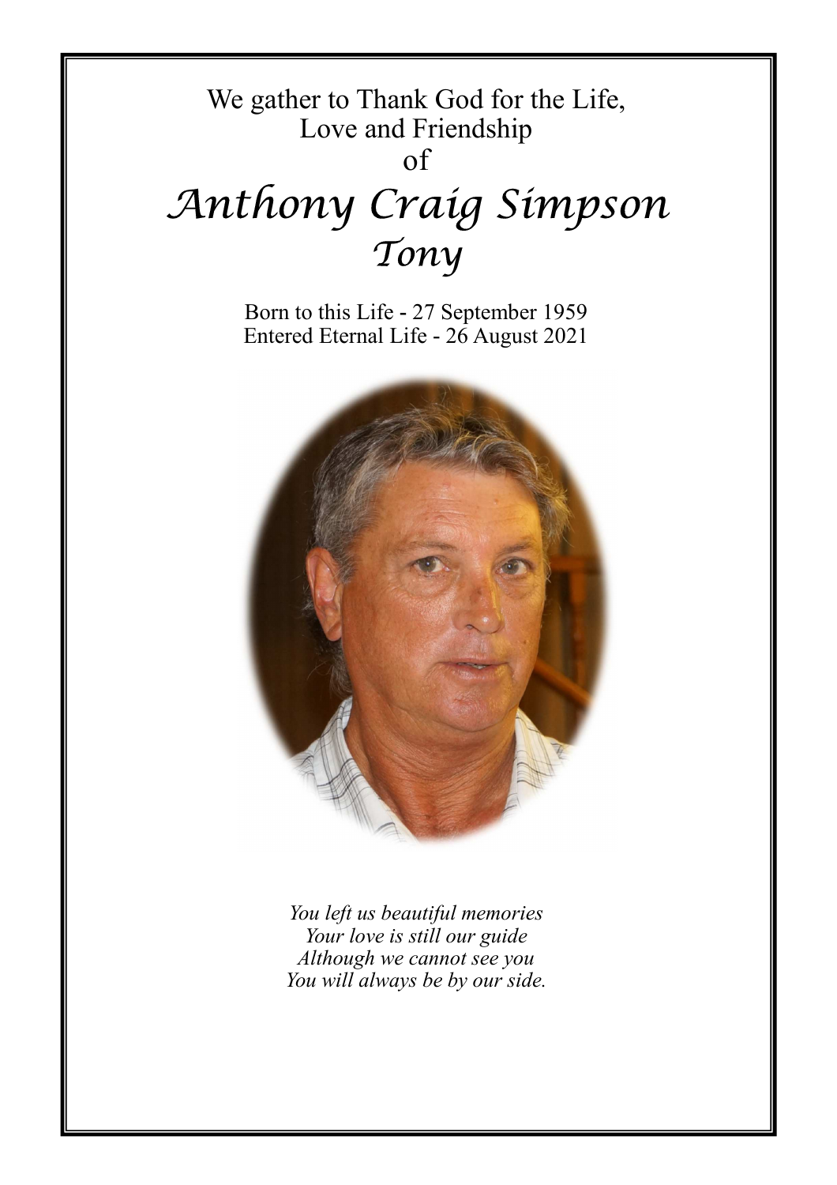We gather to Thank God for the Life,
Love and Friendship
of

# Anthony Craig Simpson
## Tony

Born to this Life - 27 September 1959
Entered Eternal Life - 26 August 2021

*You left us beautiful memories*
*Your love is still our guide*
*Although we cannot see you*
*You will always be by our side.*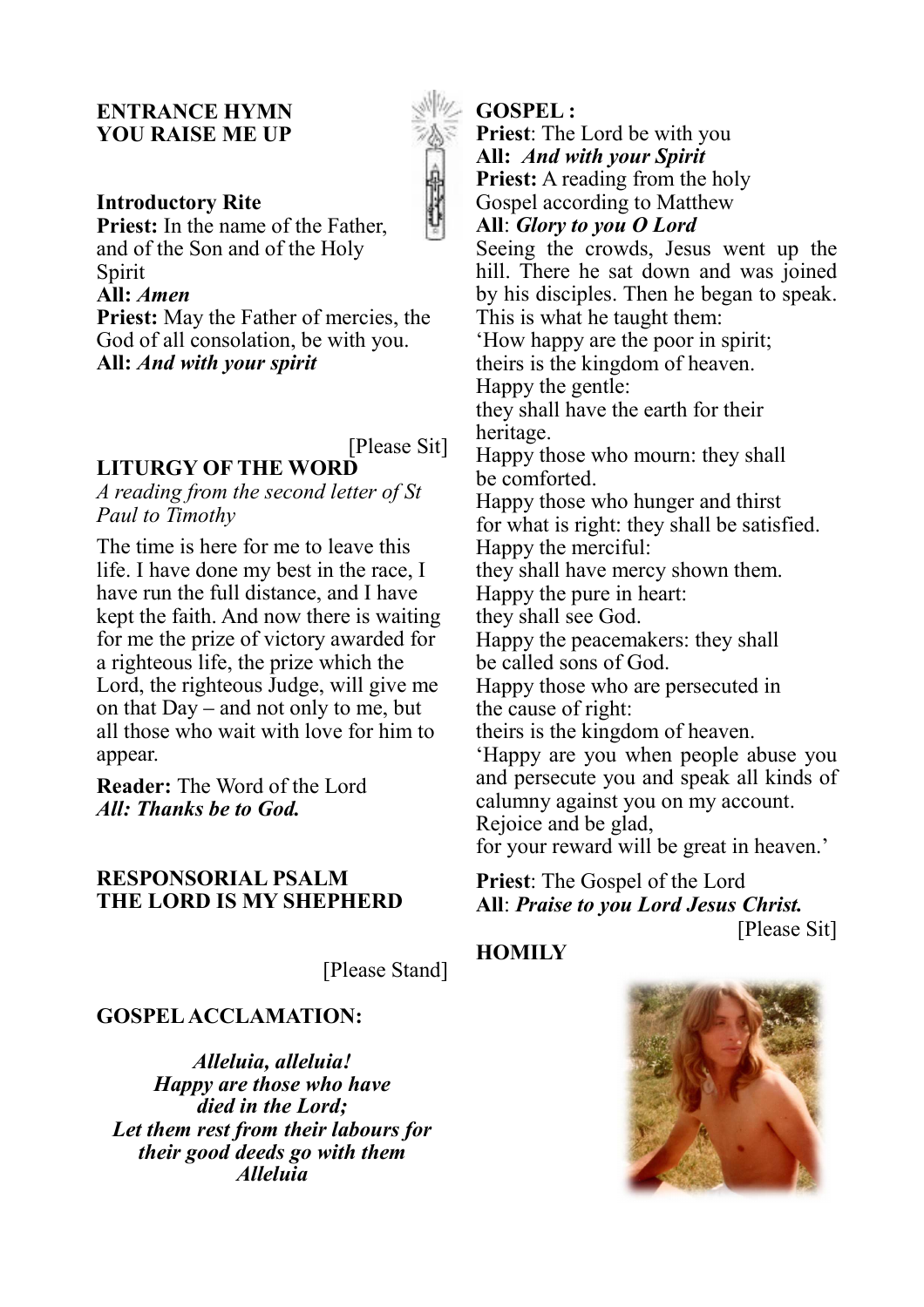**ENTRANCE HYMN**
**YOU RAISE ME UP**

**Introductory Rite**

**Priest:** In the name of the Father, and of the Son and of the Holy Spirit
**All:** *Amen*
**Priest:** May the Father of mercies, the God of all consolation, be with you.
**All:** ***And with your spirit***

[Please Sit]

**LITURGY OF THE WORD**

*A reading from the second letter of St Paul to Timothy*

The time is here for me to leave this life. I have done my best in the race, I have run the full distance, and I have kept the faith. And now there is waiting for me the prize of victory awarded for a righteous life, the prize which the Lord, the righteous Judge, will give me on that Day – and not only to me, but all those who wait with love for him to appear.

**Reader:** The Word of the Lord
***All: Thanks be to God.***

**RESPONSORIAL PSALM**
**THE LORD IS MY SHEPHERD**

[Please Stand]

**GOSPEL ACCLAMATION:**

***Alleluia, alleluia!***
***Happy are those who have died in the Lord;***
***Let them rest from their labours for their good deeds go with them***
***Alleluia***

**GOSPEL :**

**Priest**: The Lord be with you
**All:** ***And with your Spirit***
**Priest:** A reading from the holy Gospel according to Matthew
**All**: ***Glory to you O Lord***

Seeing the crowds, Jesus went up the hill. There he sat down and was joined by his disciples. Then he began to speak. This is what he taught them:
'How happy are the poor in spirit;
theirs is the kingdom of heaven.
Happy the gentle:
they shall have the earth for their heritage.
Happy those who mourn: they shall be comforted.
Happy those who hunger and thirst for what is right: they shall be satisfied.
Happy the merciful:
they shall have mercy shown them.
Happy the pure in heart:
they shall see God.
Happy the peacemakers: they shall be called sons of God.
Happy those who are persecuted in the cause of right:
theirs is the kingdom of heaven.
'Happy are you when people abuse you and persecute you and speak all kinds of calumny against you on my account.
Rejoice and be glad,
for your reward will be great in heaven.'

**Priest**: The Gospel of the Lord
**All**: ***Praise to you Lord Jesus Christ.***

[Please Sit]

**HOMILY**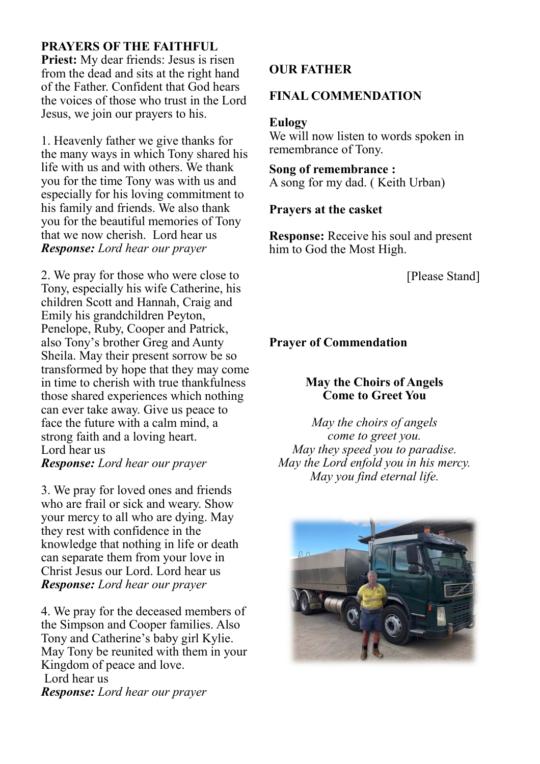**PRAYERS OF THE FAITHFUL**

**Priest:** My dear friends: Jesus is risen from the dead and sits at the right hand of the Father. Confident that God hears the voices of those who trust in the Lord Jesus, we join our prayers to his.

1. Heavenly father we give thanks for the many ways in which Tony shared his life with us and with others. We thank you for the time Tony was with us and especially for his loving commitment to his family and friends. We also thank you for the beautiful memories of Tony that we now cherish. Lord hear us
***Response:** Lord hear our prayer*

2. We pray for those who were close to Tony, especially his wife Catherine, his children Scott and Hannah, Craig and Emily his grandchildren Peyton, Penelope, Ruby, Cooper and Patrick, also Tony's brother Greg and Aunty Sheila. May their present sorrow be so transformed by hope that they may come in time to cherish with true thankfulness those shared experiences which nothing can ever take away. Give us peace to face the future with a calm mind, a strong faith and a loving heart.
Lord hear us
***Response:** Lord hear our prayer*

3. We pray for loved ones and friends who are frail or sick and weary. Show your mercy to all who are dying. May they rest with confidence in the knowledge that nothing in life or death can separate them from your love in Christ Jesus our Lord. Lord hear us
***Response:** Lord hear our prayer*

4. We pray for the deceased members of the Simpson and Cooper families. Also Tony and Catherine's baby girl Kylie. May Tony be reunited with them in your Kingdom of peace and love.
Lord hear us
***Response:** Lord hear our prayer*

**OUR FATHER**

**FINAL COMMENDATION**

**Eulogy**
We will now listen to words spoken in remembrance of Tony.

**Song of remembrance :**
A song for my dad. ( Keith Urban)

**Prayers at the casket**

**Response:** Receive his soul and present him to God the Most High.

[Please Stand]

**Prayer of Commendation**

**May the Choirs of Angels
Come to Greet You**

*May the choirs of angels
come to greet you.
May they speed you to paradise.
May the Lord enfold you in his mercy.
May you find eternal life.*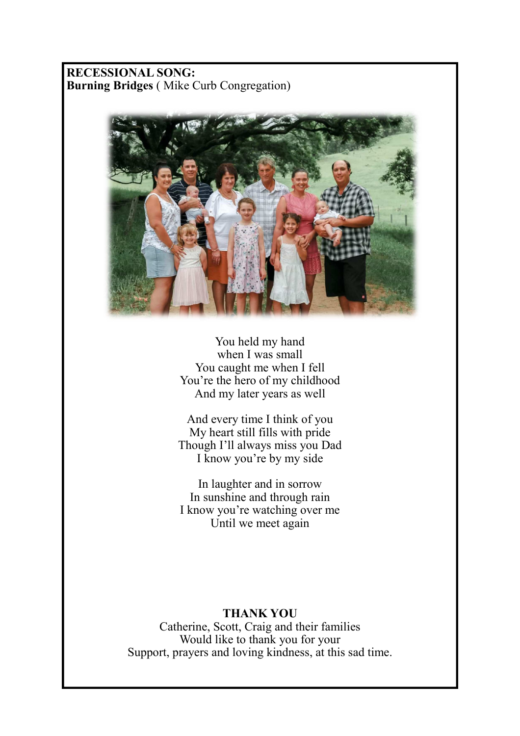**RECESSIONAL SONG:**
**Burning Bridges** ( Mike Curb Congregation)

You held my hand
when I was small
You caught me when I fell
You're the hero of my childhood
And my later years as well

And every time I think of you
My heart still fills with pride
Though I'll always miss you Dad
I know you're by my side

In laughter and in sorrow
In sunshine and through rain
I know you're watching over me
Until we meet again

**THANK YOU**
Catherine, Scott, Craig and their families
Would like to thank you for your
Support, prayers and loving kindness, at this sad time.